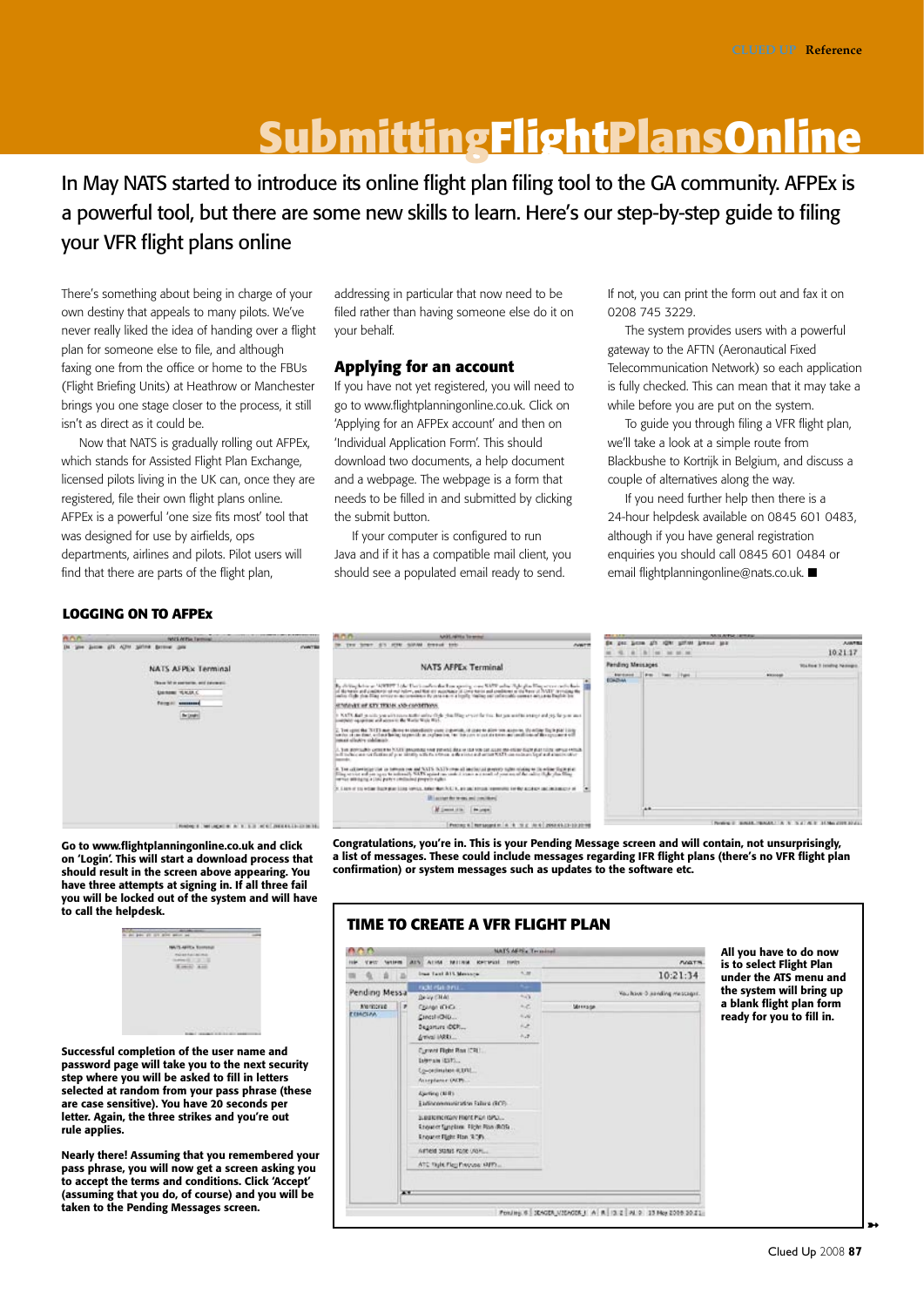# Submitting Flight Plans Online

In May NATS started to introduce its online flight plan filing tool to the GA community. AFPEx is a powerful tool, but there are some new skills to learn. Here's our step-by-step guide to filing your VFR flight plans online

There's something about being in charge of your own destiny that appeals to many pilots. We've never really liked the idea of handing over a flight plan for someone else to file, and although faxing one from the office or home to the FBUs (Flight Briefing Units) at Heathrow or Manchester brings you one stage closer to the process, it still isn't as direct as it could be.

Now that NATS is gradually rolling out AFPEx, which stands for Assisted Flight Plan Exchange, licensed pilots living in the UK can, once they are registered, file their own flight plans online. AFPEx is a powerful 'one size fits most' tool that was designed for use by airfields, ops departments, airlines and pilots. Pilot users will find that there are parts of the flight plan, addressing in particular that now need to be filed rather than having someone else do it on your behalf.

## Applying for an account

If you have not yet registered, you will need to go to www.flightplanningonline.co.uk. Click on 'Applying for an AFPEx account' and then on 'Individual Application Form'. This should download two documents, a help document and a webpage. The webpage is a form that needs to be filled in and submitted by clicking the submit button.

If your computer is configured to run Java and if it has a compatible mail client, you should see a populated email ready to send. If not, you can print the form out and fax it on 0208 745 3229.

The system provides users with a powerful gateway to the AFTN (Aeronautical Fixed Telecommunication Network) so each application is fully checked. This can mean that it may take a while before you are put on the system.

To guide you through filing a VFR flight plan, we'll take a look at a simple route from Blackbushe to Kortrijk in Belgium, and discuss a couple of alternatives along the way.

If you need further help then there is a 24-hour helpdesk available on 0845 601 0483, although if you have general registration enquiries you should call 0845 601 0484 or email flightplanningonline@nats.co.uk. ■

## LOGGING ON TO AFPEx

**Go to www.flightplanningonline.co.uk and click on 'Login'. This will start a download process that should result in the screen above appearing. You have three attempts at signing in. If all three fail you will be locked out of the system and will have to call the helpdesk.**

**Successful completion of the user name and password page will take you to the next security step where you will be asked to fill in letters selected at random from your pass phrase (these are case sensitive). You have 20 seconds per letter. Again, the three strikes and you're out rule applies.**

**Nearly there! Assuming that you remembered your pass phrase, you will now get a screen asking you to accept the terms and conditions. Click 'Accept' (assuming that you do, of course) and you will be taken to the Pending Messages screen.**

**Congratulations, you're in. This is your Pending Message screen and will contain, not unsurprisingly, a list of messages. These could include messages regarding IFR flight plans (there's no VFR flight plan confirmation) or system messages such as updates to the software etc.**

## TIME TO CREATE A VFR FLIGHT PLAN

**All you have to do now is to select Flight Plan under the ATS menu and the system will bring up a blank flight plan form ready for you to fill in.**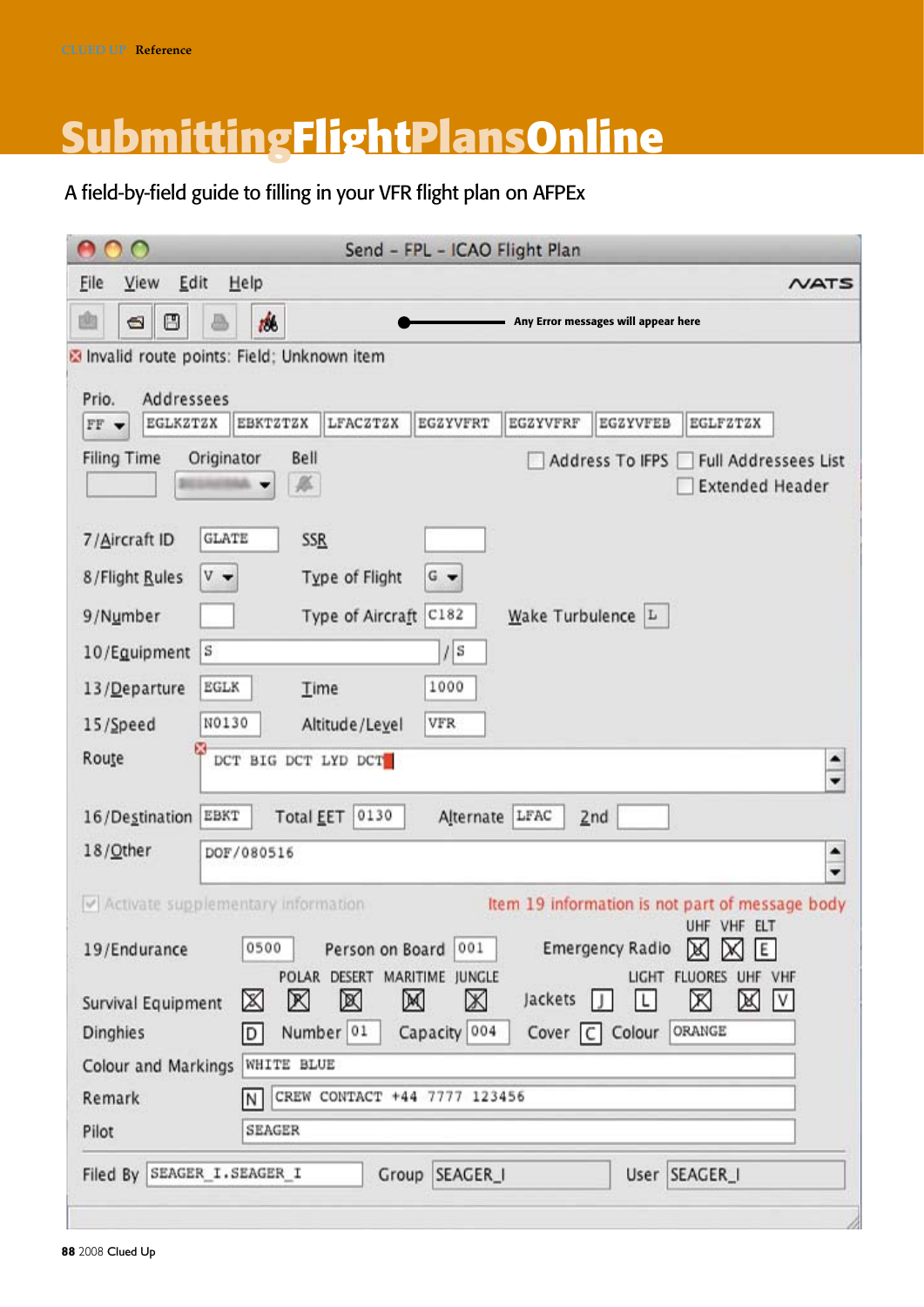# Submitting Flight Plans Online

A field-by-field guide to filling in your VFR flight plan on AFPEx

Send – FPL – ICAO Flight Plan

File View Edit Help

NATS

Any Error messages will appear here

Invalid route points: Field; Unknown item

Prio. Addresses

FF EGLKZTZX EBKTZTZX LFACZTZX EGZYVFRT EGZYVFRF EGZYVFEB EGLFZTZX

Filing Time Originator Bell

Address To IFPS Full Addressees List Extended Header

7/Aircraft ID GLATE SSR

8/Flight Rules V Type of Flight G

9/Number Type of Aircraft C182 Wake Turbulence L

10/Equipment S / S

13/Departure EGLK Time 1000

15/Speed N0130 Altitude/Level VFR

Route DCT BIG DCT LYD DCT

16/Destination EBKT Total EET 0130 Alternate LFAC 2nd

18/Other DOF/080516

Activate supplementary information

Item 19 information is not part of message body

19/Endurance 0500 Person on Board 001 Emergency Radio UHF VHF ELT E

Survival Equipment POLAR DESERT MARITIME JUNGLE Jackets J LIGHT L FLUORES UHF VHF V

Dinghies D Number 01 Capacity 004 Cover C Colour ORANGE

Colour and Markings WHITE BLUE

Remark N CREW CONTACT +44 7777 123456

Pilot SEAGER

Filed By SEAGER_I.SEAGER_I Group SEAGER_I User SEAGER_I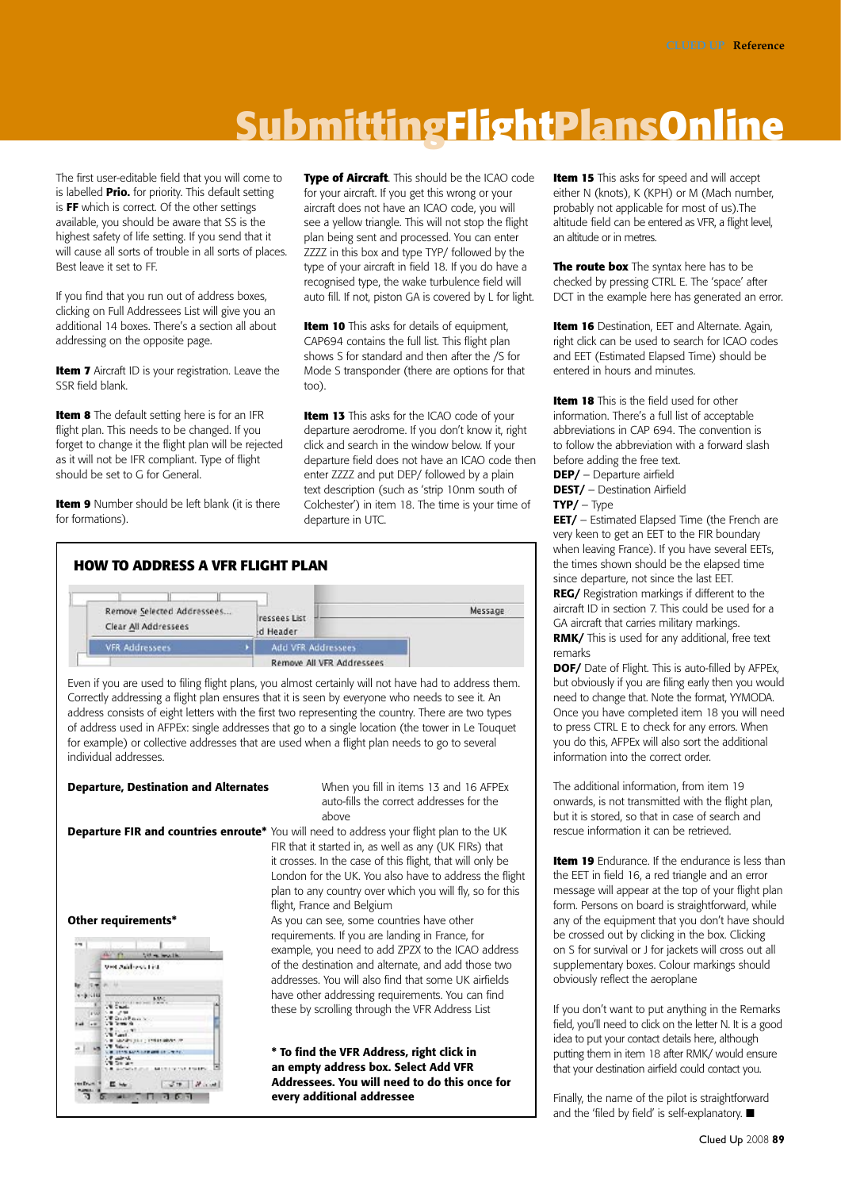# SubmittingFlightPlansOnline

The first user-editable field that you will come to is labelled **Prio.** for priority. This default setting is **FF** which is correct. Of the other settings available, you should be aware that SS is the highest safety of life setting. If you send that it will cause all sorts of trouble in all sorts of places. Best leave it set to FF.

If you find that you run out of address boxes, clicking on Full Addressees List will give you an additional 14 boxes. There's a section all about addressing on the opposite page.

**Item 7** Aircraft ID is your registration. Leave the SSR field blank.

**Item 8** The default setting here is for an IFR flight plan. This needs to be changed. If you forget to change it the flight plan will be rejected as it will not be IFR compliant. Type of flight should be set to G for General.

**Item 9** Number should be left blank (it is there for formations).

**Type of Aircraft**. This should be the ICAO code for your aircraft. If you get this wrong or your aircraft does not have an ICAO code, you will see a yellow triangle. This will not stop the flight plan being sent and processed. You can enter ZZZZ in this box and type TYP/ followed by the type of your aircraft in field 18. If you do have a recognised type, the wake turbulence field will auto fill. If not, piston GA is covered by L for light.

**Item 10** This asks for details of equipment, CAP694 contains the full list. This flight plan shows S for standard and then after the /S for Mode S transponder (there are options for that too).

**Item 13** This asks for the ICAO code of your departure aerodrome. If you don't know it, right click and search in the window below. If your departure field does not have an ICAO code then enter ZZZZ and put DEP/ followed by a plain text description (such as 'strip 10nm south of Colchester') in item 18. The time is your time of departure in UTC.

## HOW TO ADDRESS A VFR FLIGHT PLAN

Remove Selected Addressees...
Clear All Addressees
VFR Addressees
ressees List
d Header
Add VFR Addressees
Remove All VFR Addressees
Message

Even if you are used to filing flight plans, you almost certainly will not have had to address them. Correctly addressing a flight plan ensures that it is seen by everyone who needs to see it. An address consists of eight letters with the first two representing the country. There are two types of address used in AFPEx: single addresses that go to a single location (the tower in Le Touquet for example) or collective addresses that are used when a flight plan needs to go to several individual addresses.

**Departure, Destination and Alternates** When you fill in items 13 and 16 AFPEx auto-fills the correct addresses for the above

**Departure FIR and countries enroute*** You will need to address your flight plan to the UK FIR that it started in, as well as any (UK FIRs) that it crosses. In the case of this flight, that will only be London for the UK. You also have to address the flight plan to any country over which you will fly, so for this flight, France and Belgium

**Other requirements*** As you can see, some countries have other requirements. If you are landing in France, for example, you need to add ZPZX to the ICAO address of the destination and alternate, and add those two addresses. You will also find that some UK airfields have other addressing requirements. You can find these by scrolling through the VFR Address List

**\* To find the VFR Address, right click in an empty address box. Select Add VFR Addressees. You will need to do this once for every additional addressee**

**Item 15** This asks for speed and will accept either N (knots), K (KPH) or M (Mach number, probably not applicable for most of us).The altitude field can be entered as VFR, a flight level, an altitude or in metres.

**The route box** The syntax here has to be checked by pressing CTRL E. The 'space' after DCT in the example here has generated an error.

**Item 16** Destination, EET and Alternate. Again, right click can be used to search for ICAO codes and EET (Estimated Elapsed Time) should be entered in hours and minutes.

**Item 18** This is the field used for other information. There's a full list of acceptable abbreviations in CAP 694. The convention is to follow the abbreviation with a forward slash before adding the free text.

**DEP/** – Departure airfield
**DEST/** – Destination Airfield
**TYP/** – Type
**EET/** – Estimated Elapsed Time (the French are very keen to get an EET to the FIR boundary when leaving France). If you have several EETs, the times shown should be the elapsed time since departure, not since the last EET.
**REG/** Registration markings if different to the aircraft ID in section 7. This could be used for a GA aircraft that carries military markings.
**RMK/** This is used for any additional, free text remarks
**DOF/** Date of Flight. This is auto-filled by AFPEx, but obviously if you are filing early then you would need to change that. Note the format, YYMODA.

Once you have completed item 18 you will need to press CTRL E to check for any errors. When you do this, AFPEx will also sort the additional information into the correct order.

The additional information, from item 19 onwards, is not transmitted with the flight plan, but it is stored, so that in case of search and rescue information it can be retrieved.

**Item 19** Endurance. If the endurance is less than the EET in field 16, a red triangle and an error message will appear at the top of your flight plan form. Persons on board is straightforward, while any of the equipment that you don't have should be crossed out by clicking in the box. Clicking on S for survival or J for jackets will cross out all supplementary boxes. Colour markings should obviously reflect the aeroplane

If you don't want to put anything in the Remarks field, you'll need to click on the letter N. It is a good idea to put your contact details here, although putting them in item 18 after RMK/ would ensure that your destination airfield could contact you.

Finally, the name of the pilot is straightforward and the 'filed by field' is self-explanatory. ■